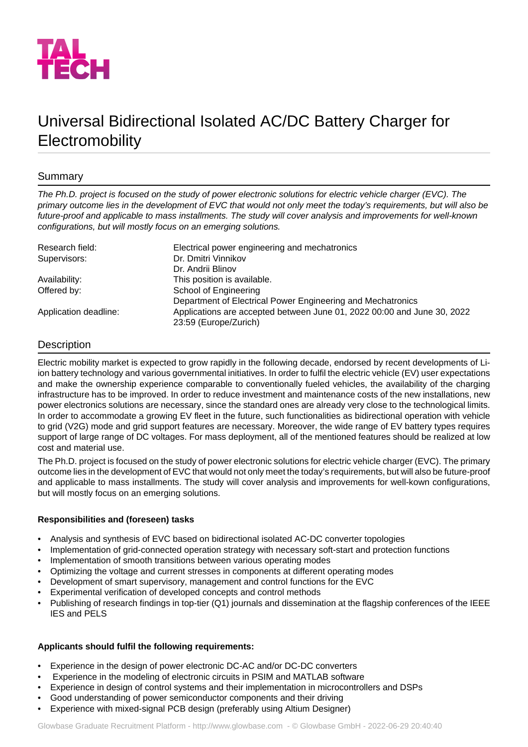# Universal Bidirectional Isolated AC/DC Battery Charger for Electromobility

## Summary

*The Ph.D. project is focused on the study of power electronic solutions for electric vehicle charger (EVC). The primary outcome lies in the development of EVC that would not only meet the today's requirements, but will also be future-proof and applicable to mass installments. The study will cover analysis and improvements for well-known configurations, but will mostly focus on an emerging solutions.*

| | |
|---|---|
| Research field: | Electrical power engineering and mechatronics |
| Supervisors: | Dr. Dmitri Vinnikov<br>Dr. Andrii Blinov |
| Availability: | This position is available. |
| Offered by: | School of Engineering<br>Department of Electrical Power Engineering and Mechatronics |
| Application deadline: | Applications are accepted between June 01, 2022 00:00 and June 30, 2022 23:59 (Europe/Zurich) |

## Description

Electric mobility market is expected to grow rapidly in the following decade, endorsed by recent developments of Li-ion battery technology and various governmental initiatives. In order to fulfil the electric vehicle (EV) user expectations and make the ownership experience comparable to conventionally fueled vehicles, the availability of the charging infrastructure has to be improved. In order to reduce investment and maintenance costs of the new installations, new power electronics solutions are necessary, since the standard ones are already very close to the technological limits. In order to accommodate a growing EV fleet in the future, such functionalities as bidirectional operation with vehicle to grid (V2G) mode and grid support features are necessary. Moreover, the wide range of EV battery types requires support of large range of DC voltages. For mass deployment, all of the mentioned features should be realized at low cost and material use.

The Ph.D. project is focused on the study of power electronic solutions for electric vehicle charger (EVC). The primary outcome lies in the development of EVC that would not only meet the today's requirements, but will also be future-proof and applicable to mass installments. The study will cover analysis and improvements for well-kown configurations, but will mostly focus on an emerging solutions.

**Responsibilities and (foreseen) tasks**

- Analysis and synthesis of EVC based on bidirectional isolated AC-DC converter topologies
- Implementation of grid-connected operation strategy with necessary soft-start and protection functions
- Implementation of smooth transitions between various operating modes
- Optimizing the voltage and current stresses in components at different operating modes
- Development of smart supervisory, management and control functions for the EVC
- Experimental verification of developed concepts and control methods
- Publishing of research findings in top-tier (Q1) journals and dissemination at the flagship conferences of the IEEE IES and PELS

**Applicants should fulfil the following requirements:**

- Experience in the design of power electronic DC-AC and/or DC-DC converters
- Experience in the modeling of electronic circuits in PSIM and MATLAB software
- Experience in design of control systems and their implementation in microcontrollers and DSPs
- Good understanding of power semiconductor components and their driving
- Experience with mixed-signal PCB design (preferably using Altium Designer)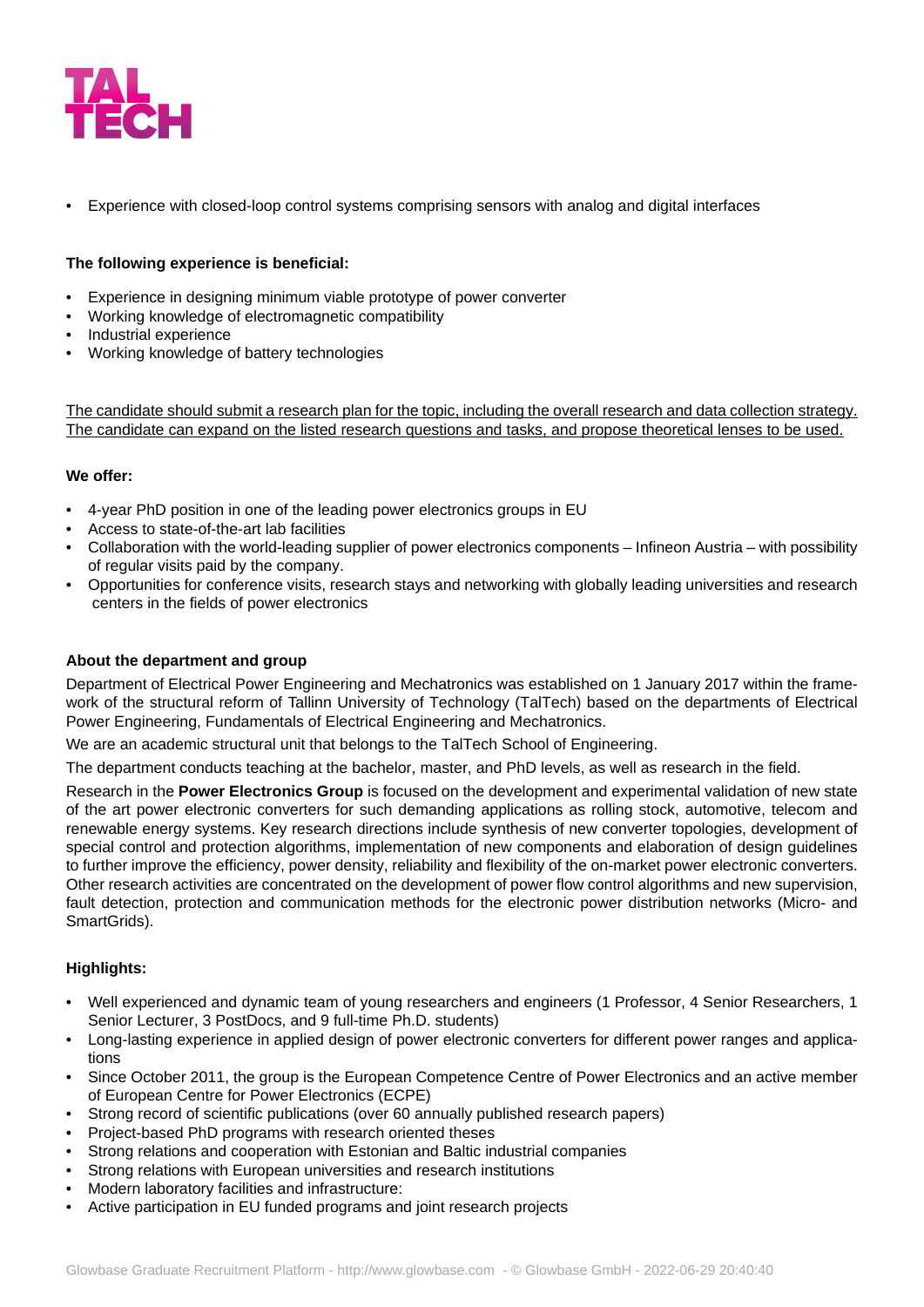- Experience with closed-loop control systems comprising sensors with analog and digital interfaces

**The following experience is beneficial:**

- Experience in designing minimum viable prototype of power converter
- Working knowledge of electromagnetic compatibility
- Industrial experience
- Working knowledge of battery technologies

<u>The candidate should submit a research plan for the topic, including the overall research and data collection strategy. The candidate can expand on the listed research questions and tasks, and propose theoretical lenses to be used.</u>

**We offer:**

- 4-year PhD position in one of the leading power electronics groups in EU
- Access to state-of-the-art lab facilities
- Collaboration with the world-leading supplier of power electronics components – Infineon Austria – with possibility of regular visits paid by the company.
- Opportunities for conference visits, research stays and networking with globally leading universities and research centers in the fields of power electronics

**About the department and group**

Department of Electrical Power Engineering and Mechatronics was established on 1 January 2017 within the framework of the structural reform of Tallinn University of Technology (TalTech) based on the departments of Electrical Power Engineering, Fundamentals of Electrical Engineering and Mechatronics.

We are an academic structural unit that belongs to the TalTech School of Engineering.

The department conducts teaching at the bachelor, master, and PhD levels, as well as research in the field.

Research in the **Power Electronics Group** is focused on the development and experimental validation of new state of the art power electronic converters for such demanding applications as rolling stock, automotive, telecom and renewable energy systems. Key research directions include synthesis of new converter topologies, development of special control and protection algorithms, implementation of new components and elaboration of design guidelines to further improve the efficiency, power density, reliability and flexibility of the on-market power electronic converters. Other research activities are concentrated on the development of power flow control algorithms and new supervision, fault detection, protection and communication methods for the electronic power distribution networks (Micro- and SmartGrids).

**Highlights:**

- Well experienced and dynamic team of young researchers and engineers (1 Professor, 4 Senior Researchers, 1 Senior Lecturer, 3 PostDocs, and 9 full-time Ph.D. students)
- Long-lasting experience in applied design of power electronic converters for different power ranges and applications
- Since October 2011, the group is the European Competence Centre of Power Electronics and an active member of European Centre for Power Electronics (ECPE)
- Strong record of scientific publications (over 60 annually published research papers)
- Project-based PhD programs with research oriented theses
- Strong relations and cooperation with Estonian and Baltic industrial companies
- Strong relations with European universities and research institutions
- Modern laboratory facilities and infrastructure:
- Active participation in EU funded programs and joint research projects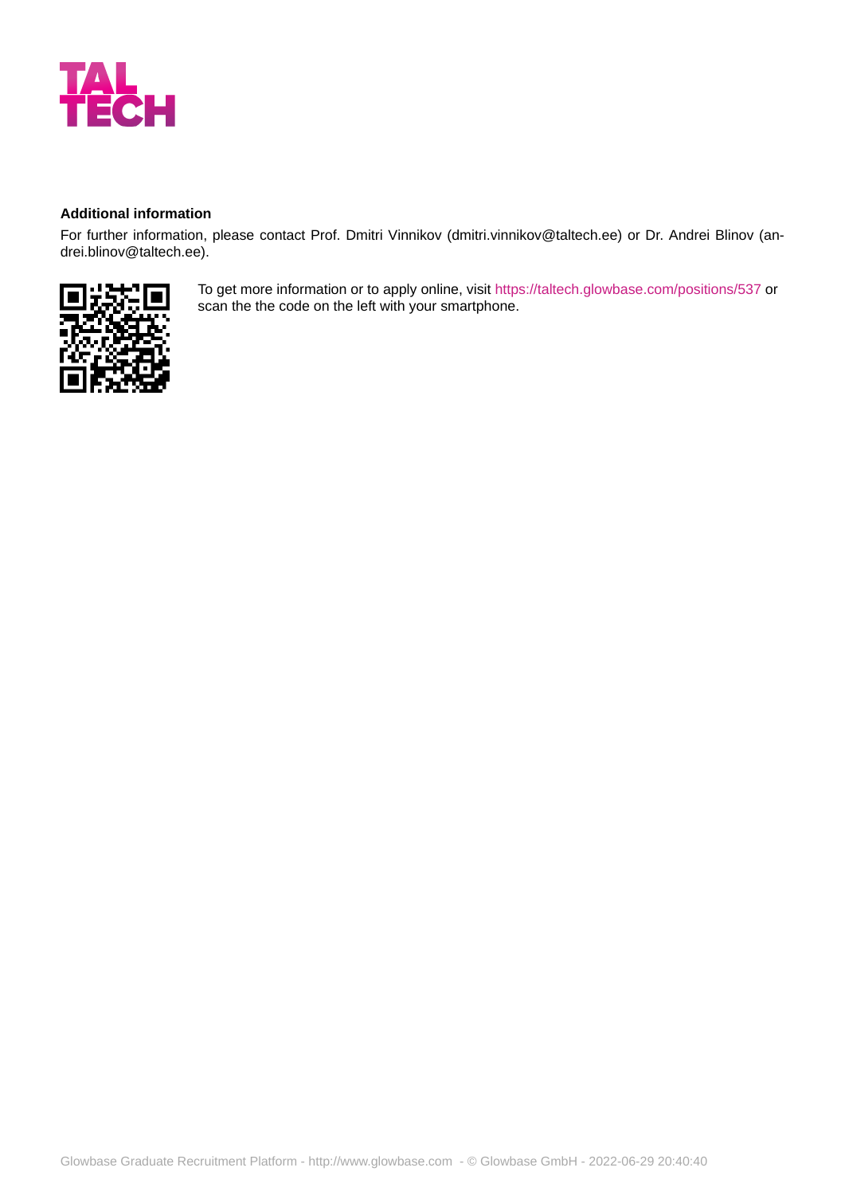**Additional information**

For further information, please contact Prof. Dmitri Vinnikov (dmitri.vinnikov@taltech.ee) or Dr. Andrei Blinov (andrei.blinov@taltech.ee).

To get more information or to apply online, visit https://taltech.glowbase.com/positions/537 or scan the the code on the left with your smartphone.